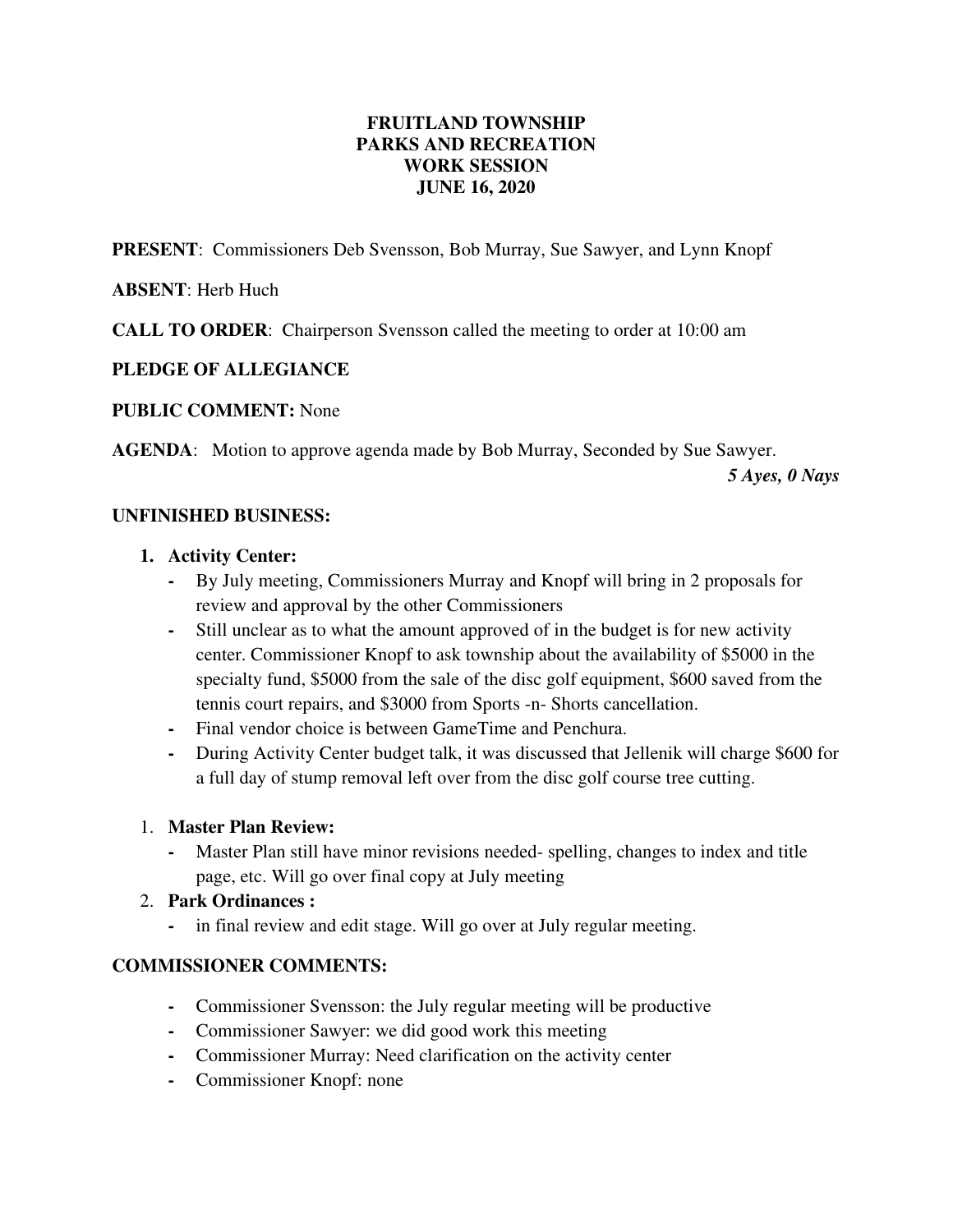# FRUITLAND TOWNSHIP
# PARKS AND RECREATION
# WORK SESSION
# JUNE 16, 2020

**PRESENT**: Commissioners Deb Svensson, Bob Murray, Sue Sawyer, and Lynn Knopf

**ABSENT**: Herb Huch

**CALL TO ORDER**: Chairperson Svensson called the meeting to order at 10:00 am

**PLEDGE OF ALLEGIANCE**

**PUBLIC COMMENT:** None

**AGENDA**: Motion to approve agenda made by Bob Murray, Seconded by Sue Sawyer.

***5 Ayes, 0 Nays***

**UNFINISHED BUSINESS:**

1. **Activity Center:**
   - By July meeting, Commissioners Murray and Knopf will bring in 2 proposals for review and approval by the other Commissioners
   - Still unclear as to what the amount approved of in the budget is for new activity center. Commissioner Knopf to ask township about the availability of $5000 in the specialty fund, $5000 from the sale of the disc golf equipment, $600 saved from the tennis court repairs, and $3000 from Sports -n- Shorts cancellation.
   - Final vendor choice is between GameTime and Penchura.
   - During Activity Center budget talk, it was discussed that Jellenik will charge $600 for a full day of stump removal left over from the disc golf course tree cutting.

1. **Master Plan Review:**
   - Master Plan still have minor revisions needed- spelling, changes to index and title page, etc. Will go over final copy at July meeting
2. **Park Ordinances :**
   - in final review and edit stage. Will go over at July regular meeting.

**COMMISSIONER COMMENTS:**

- Commissioner Svensson: the July regular meeting will be productive
- Commissioner Sawyer: we did good work this meeting
- Commissioner Murray: Need clarification on the activity center
- Commissioner Knopf: none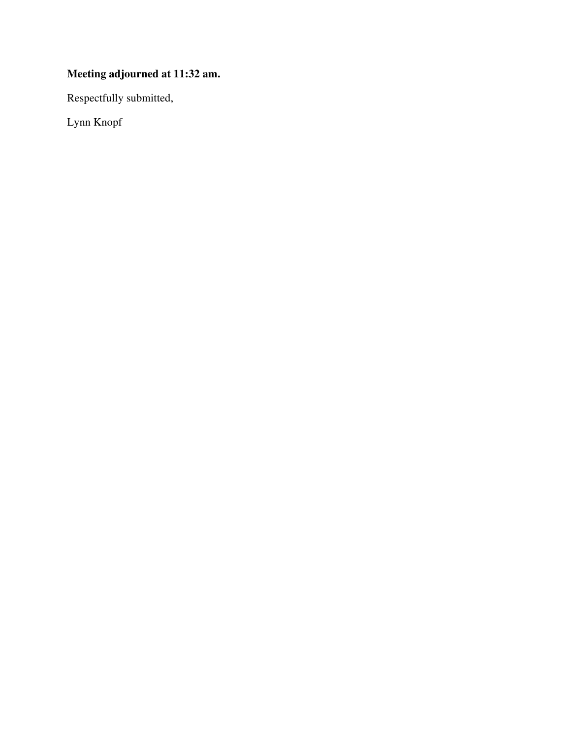**Meeting adjourned at 11:32 am.**

Respectfully submitted,

Lynn Knopf